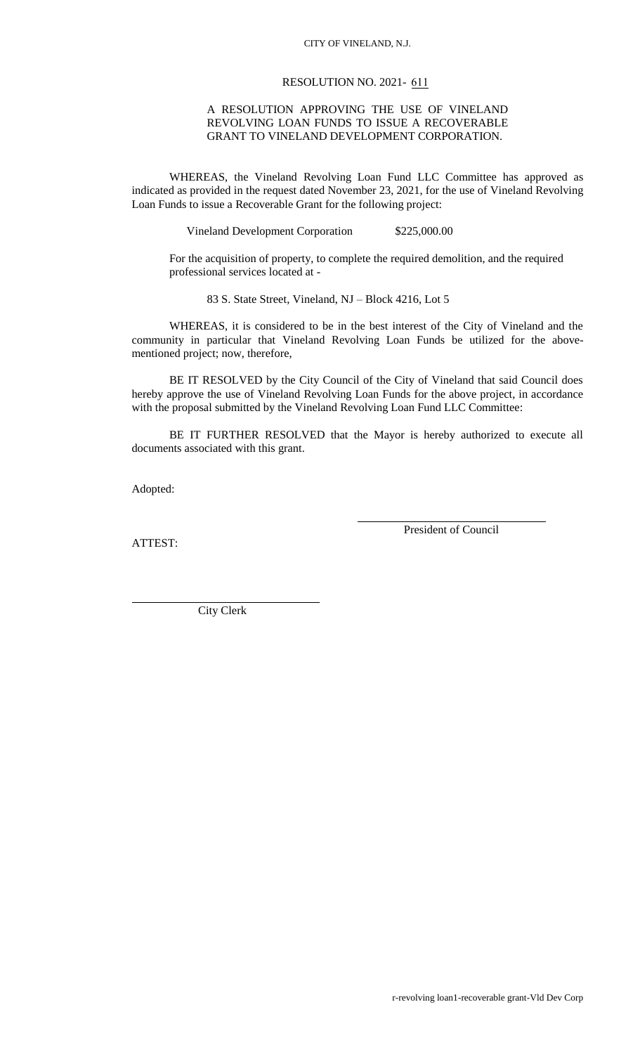CITY OF VINELAND, N.J.

RESOLUTION NO. 2021- 611

A RESOLUTION APPROVING THE USE OF VINELAND REVOLVING LOAN FUNDS TO ISSUE A RECOVERABLE GRANT TO VINELAND DEVELOPMENT CORPORATION.

WHEREAS, the Vineland Revolving Loan Fund LLC Committee has approved as indicated as provided in the request dated November 23, 2021, for the use of Vineland Revolving Loan Funds to issue a Recoverable Grant for the following project:

Vineland Development Corporation $225,000.00

For the acquisition of property, to complete the required demolition, and the required professional services located at -

83 S. State Street, Vineland, NJ – Block 4216, Lot 5

WHEREAS, it is considered to be in the best interest of the City of Vineland and the community in particular that Vineland Revolving Loan Funds be utilized for the above-mentioned project; now, therefore,

BE IT RESOLVED by the City Council of the City of Vineland that said Council does hereby approve the use of Vineland Revolving Loan Funds for the above project, in accordance with the proposal submitted by the Vineland Revolving Loan Fund LLC Committee:

BE IT FURTHER RESOLVED that the Mayor is hereby authorized to execute all documents associated with this grant.

Adopted:

President of Council

ATTEST:

City Clerk

r-revolving loan1-recoverable grant-Vld Dev Corp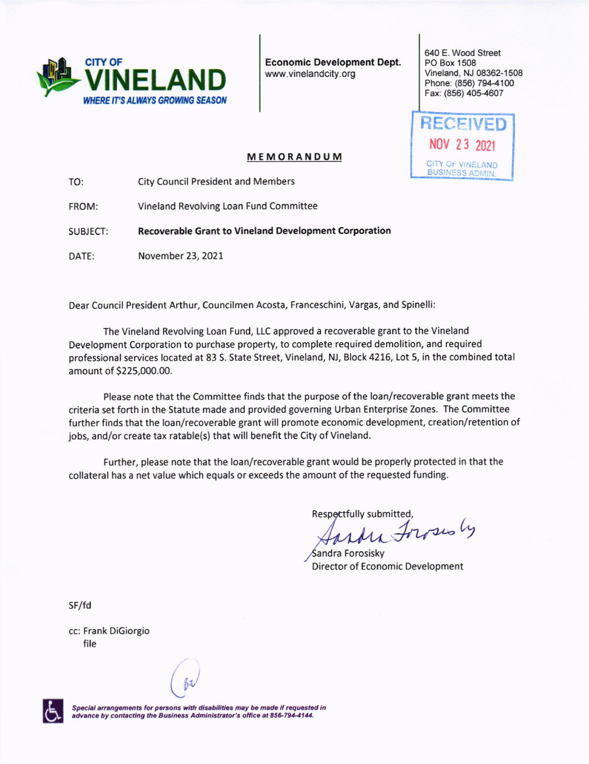**CITY OF VINELAND**
*WHERE IT'S ALWAYS GROWING SEASON*

**Economic Development Dept.**
www.vinelandcity.org

640 E. Wood Street
PO Box 1508
Vineland, NJ 08362-1508
Phone: (856) 794-4100
Fax: (856) 405-4607

RECEIVED
NOV 23 2021
CITY OF VINELAND
BUSINESS ADMIN.

## MEMORANDUM

TO: City Council President and Members

FROM: Vineland Revolving Loan Fund Committee

SUBJECT: **Recoverable Grant to Vineland Development Corporation**

DATE: November 23, 2021

Dear Council President Arthur, Councilmen Acosta, Franceschini, Vargas, and Spinelli:

The Vineland Revolving Loan Fund, LLC approved a recoverable grant to the Vineland Development Corporation to purchase property, to complete required demolition, and required professional services located at 83 S. State Street, Vineland, NJ, Block 4216, Lot 5, in the combined total amount of $225,000.00.

Please note that the Committee finds that the purpose of the loan/recoverable grant meets the criteria set forth in the Statute made and provided governing Urban Enterprise Zones. The Committee further finds that the loan/recoverable grant will promote economic development, creation/retention of jobs, and/or create tax ratable(s) that will benefit the City of Vineland.

Further, please note that the loan/recoverable grant would be properly protected in that the collateral has a net value which equals or exceeds the amount of the requested funding.

Respectfully submitted,

Sandra Forosisky
Director of Economic Development

SF/fd

cc: Frank DiGiorgio
file

*Special arrangements for persons with disabilities may be made if requested in advance by contacting the Business Administrator's office at 856-794-4144.*